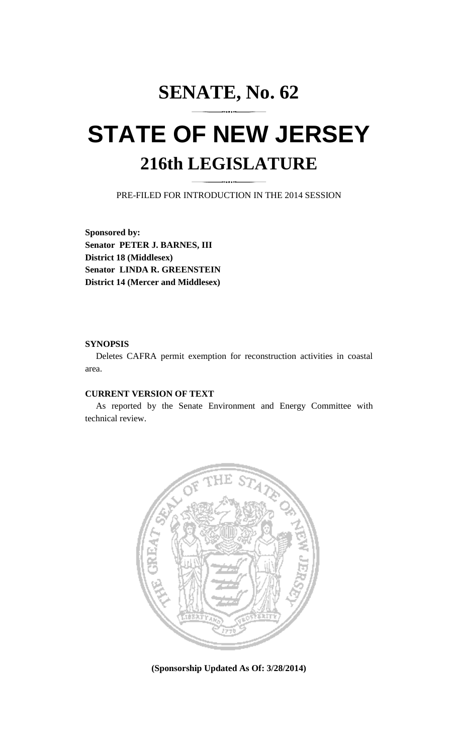# SENATE, No. 62

# STATE OF NEW JERSEY

## 216th LEGISLATURE

PRE-FILED FOR INTRODUCTION IN THE 2014 SESSION

**Sponsored by:**
**Senator PETER J. BARNES, III**
**District 18 (Middlesex)**
**Senator LINDA R. GREENSTEIN**
**District 14 (Mercer and Middlesex)**

**SYNOPSIS**

Deletes CAFRA permit exemption for reconstruction activities in coastal area.

**CURRENT VERSION OF TEXT**

As reported by the Senate Environment and Energy Committee with technical review.

**(Sponsorship Updated As Of: 3/28/2014)**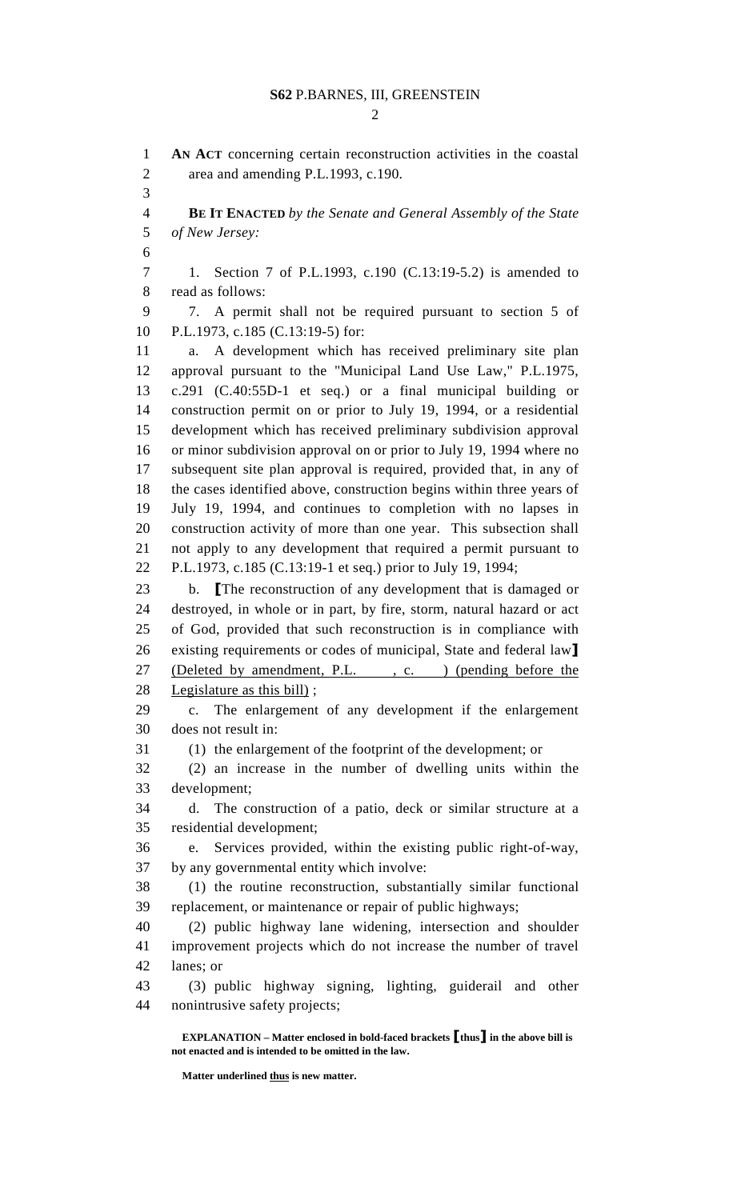**AN ACT** concerning certain reconstruction activities in the coastal area and amending P.L.1993, c.190.

**BE IT ENACTED** *by the Senate and General Assembly of the State of New Jersey:*

1. Section 7 of P.L.1993, c.190 (C.13:19-5.2) is amended to read as follows:

7. A permit shall not be required pursuant to section 5 of P.L.1973, c.185 (C.13:19-5) for:

a. A development which has received preliminary site plan approval pursuant to the "Municipal Land Use Law," P.L.1975, c.291 (C.40:55D-1 et seq.) or a final municipal building or construction permit on or prior to July 19, 1994, or a residential development which has received preliminary subdivision approval or minor subdivision approval on or prior to July 19, 1994 where no subsequent site plan approval is required, provided that, in any of the cases identified above, construction begins within three years of July 19, 1994, and continues to completion with no lapses in construction activity of more than one year. This subsection shall not apply to any development that required a permit pursuant to P.L.1973, c.185 (C.13:19-1 et seq.) prior to July 19, 1994;

b. **[**The reconstruction of any development that is damaged or destroyed, in whole or in part, by fire, storm, natural hazard or act of God, provided that such reconstruction is in compliance with existing requirements or codes of municipal, State and federal law**]** <u>(Deleted by amendment, P.L. , c. ) (pending before the Legislature as this bill)</u> ;

c. The enlargement of any development if the enlargement does not result in:

(1) the enlargement of the footprint of the development; or

(2) an increase in the number of dwelling units within the development;

d. The construction of a patio, deck or similar structure at a residential development;

e. Services provided, within the existing public right-of-way, by any governmental entity which involve:

(1) the routine reconstruction, substantially similar functional replacement, or maintenance or repair of public highways;

(2) public highway lane widening, intersection and shoulder improvement projects which do not increase the number of travel lanes; or

(3) public highway signing, lighting, guiderail and other nonintrusive safety projects;

**EXPLANATION – Matter enclosed in bold-faced brackets [thus] in the above bill is not enacted and is intended to be omitted in the law.**

**Matter underlined <u>thus</u> is new matter.**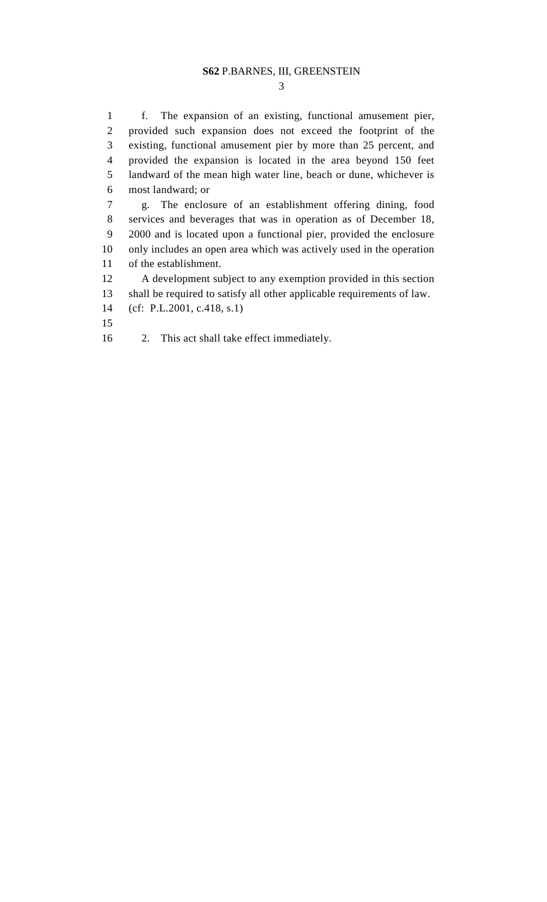f. The expansion of an existing, functional amusement pier, provided such expansion does not exceed the footprint of the existing, functional amusement pier by more than 25 percent, and provided the expansion is located in the area beyond 150 feet landward of the mean high water line, beach or dune, whichever is most landward; or

g. The enclosure of an establishment offering dining, food services and beverages that was in operation as of December 18, 2000 and is located upon a functional pier, provided the enclosure only includes an open area which was actively used in the operation of the establishment.

A development subject to any exemption provided in this section shall be required to satisfy all other applicable requirements of law.

(cf: P.L.2001, c.418, s.1)

2. This act shall take effect immediately.